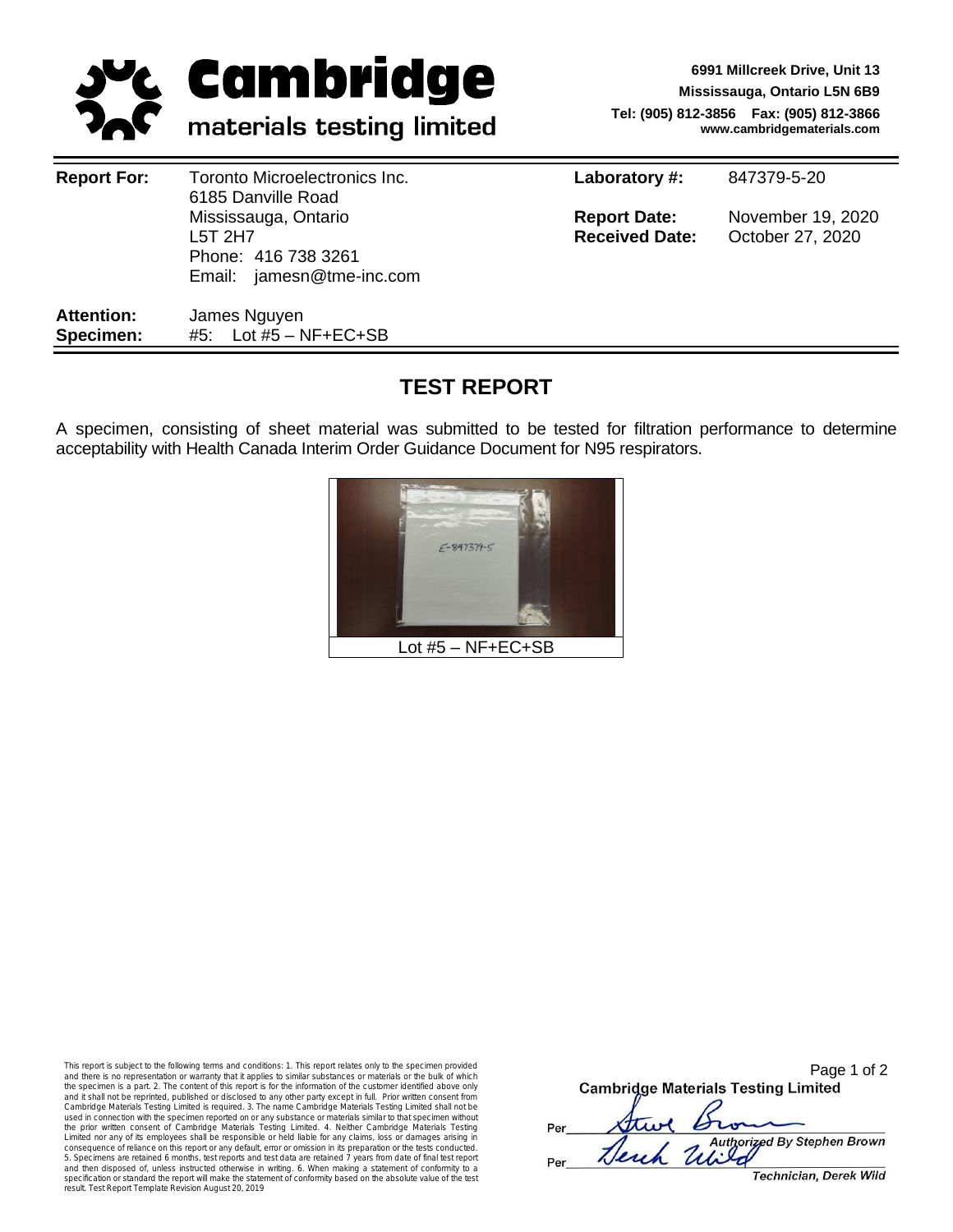**Cambridge**
materials testing limited

**6991 Millcreek Drive, Unit 13**
**Mississauga, Ontario L5N 6B9**
**Tel: (905) 812-3856 Fax: (905) 812-3866**
**www.cambridgematerials.com**

| | | | |
|---|---|---|---|
| **Report For:** | Toronto Microelectronics Inc.<br>6185 Danville Road<br>Mississauga, Ontario<br>L5T 2H7<br>Phone: 416 738 3261<br>Email: jamesn@tme-inc.com | **Laboratory #:**<br><br>**Report Date:**<br>**Received Date:** | 847379-5-20<br><br>November 19, 2020<br>October 27, 2020 |
| **Attention:** | James Nguyen | | |
| **Specimen:** | #5: Lot #5 – NF+EC+SB | | |

## TEST REPORT

A specimen, consisting of sheet material was submitted to be tested for filtration performance to determine acceptability with Health Canada Interim Order Guidance Document for N95 respirators.

E-847379-5

Lot #5 – NF+EC+SB

This report is subject to the following terms and conditions: 1. This report relates only to the specimen provided and there is no representation or warranty that it applies to similar substances or materials or the bulk of which the specimen is a part. 2. The content of this report is for the information of the customer identified above only and it shall not be reprinted, published or disclosed to any other party except in full. Prior written consent from Cambridge Materials Testing Limited is required. 3. The name Cambridge Materials Testing Limited shall not be used in connection with the specimen reported on or any substance or materials similar to that specimen without the prior written consent of Cambridge Materials Testing Limited. 4. Neither Cambridge Materials Testing Limited nor any of its employees shall be responsible or held liable for any claims, loss or damages arising in consequence of reliance on this report or any default, error or omission in its preparation or the tests conducted. 5. Specimens are retained 6 months, test reports and test data are retained 7 years from date of final test report and then disposed of, unless instructed otherwise in writing. 6. When making a statement of conformity to a specification or standard the report will make the statement of conformity based on the absolute value of the test result. Test Report Template Revision August 20, 2019

**Cambridge Materials Testing Limited**

Per *Steve Brown*
*Authorized By Stephen Brown*

Per *Derek Wild*
*Technician, Derek Wild*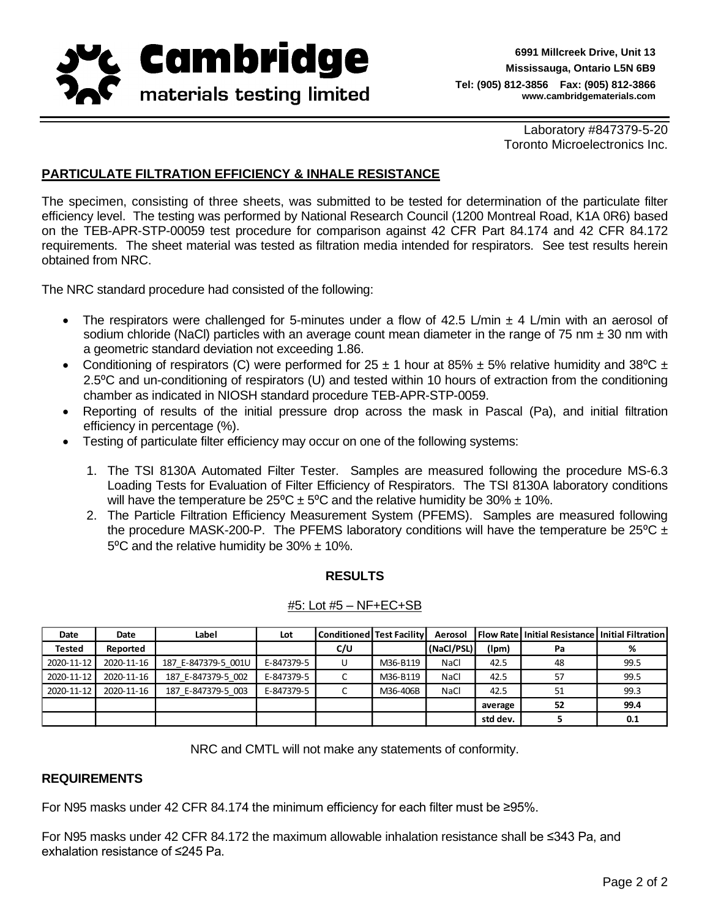**Cambridge**
materials testing limited

**6991 Millcreek Drive, Unit 13**
**Mississauga, Ontario L5N 6B9**
**Tel: (905) 812-3856 Fax: (905) 812-3866**
**www.cambridgematerials.com**

Laboratory #847379-5-20
Toronto Microelectronics Inc.

**PARTICULATE FILTRATION EFFICIENCY & INHALE RESISTANCE**

The specimen, consisting of three sheets, was submitted to be tested for determination of the particulate filter efficiency level. The testing was performed by National Research Council (1200 Montreal Road, K1A 0R6) based on the TEB-APR-STP-00059 test procedure for comparison against 42 CFR Part 84.174 and 42 CFR 84.172 requirements. The sheet material was tested as filtration media intended for respirators. See test results herein obtained from NRC.

The NRC standard procedure had consisted of the following:

- The respirators were challenged for 5-minutes under a flow of 42.5 L/min ± 4 L/min with an aerosol of sodium chloride (NaCl) particles with an average count mean diameter in the range of 75 nm ± 30 nm with a geometric standard deviation not exceeding 1.86.
- Conditioning of respirators (C) were performed for 25 ± 1 hour at 85% ± 5% relative humidity and 38ºC ± 2.5ºC and un-conditioning of respirators (U) and tested within 10 hours of extraction from the conditioning chamber as indicated in NIOSH standard procedure TEB-APR-STP-0059.
- Reporting of results of the initial pressure drop across the mask in Pascal (Pa), and initial filtration efficiency in percentage (%).
- Testing of particulate filter efficiency may occur on one of the following systems:

  1. The TSI 8130A Automated Filter Tester. Samples are measured following the procedure MS-6.3 Loading Tests for Evaluation of Filter Efficiency of Respirators. The TSI 8130A laboratory conditions will have the temperature be 25ºC ± 5ºC and the relative humidity be 30% ± 10%.
  2. The Particle Filtration Efficiency Measurement System (PFEMS). Samples are measured following the procedure MASK-200-P. The PFEMS laboratory conditions will have the temperature be 25ºC ± 5ºC and the relative humidity be 30% ± 10%.

**RESULTS**

#5: Lot #5 – NF+EC+SB

| Date | Date | Label | Lot | Conditioned | Test Facility | Aerosol | Flow Rate | Initial Resistance | Initial Filtration |
|---|---|---|---|---|---|---|---|---|---|
| Tested | Reported | | | C/U | | (NaCl/PSL) | (lpm) | Pa | % |
| 2020-11-12 | 2020-11-16 | 187_E-847379-5_001U | E-847379-5 | U | M36-B119 | NaCl | 42.5 | 48 | 99.5 |
| 2020-11-12 | 2020-11-16 | 187_E-847379-5_002 | E-847379-5 | C | M36-B119 | NaCl | 42.5 | 57 | 99.5 |
| 2020-11-12 | 2020-11-16 | 187_E-847379-5_003 | E-847379-5 | C | M36-406B | NaCl | 42.5 | 51 | 99.3 |
| | | | | | | | **average** | **52** | **99.4** |
| | | | | | | | **std dev.** | **5** | **0.1** |

NRC and CMTL will not make any statements of conformity.

**REQUIREMENTS**

For N95 masks under 42 CFR 84.174 the minimum efficiency for each filter must be ≥95%.

For N95 masks under 42 CFR 84.172 the maximum allowable inhalation resistance shall be ≤343 Pa, and exhalation resistance of ≤245 Pa.